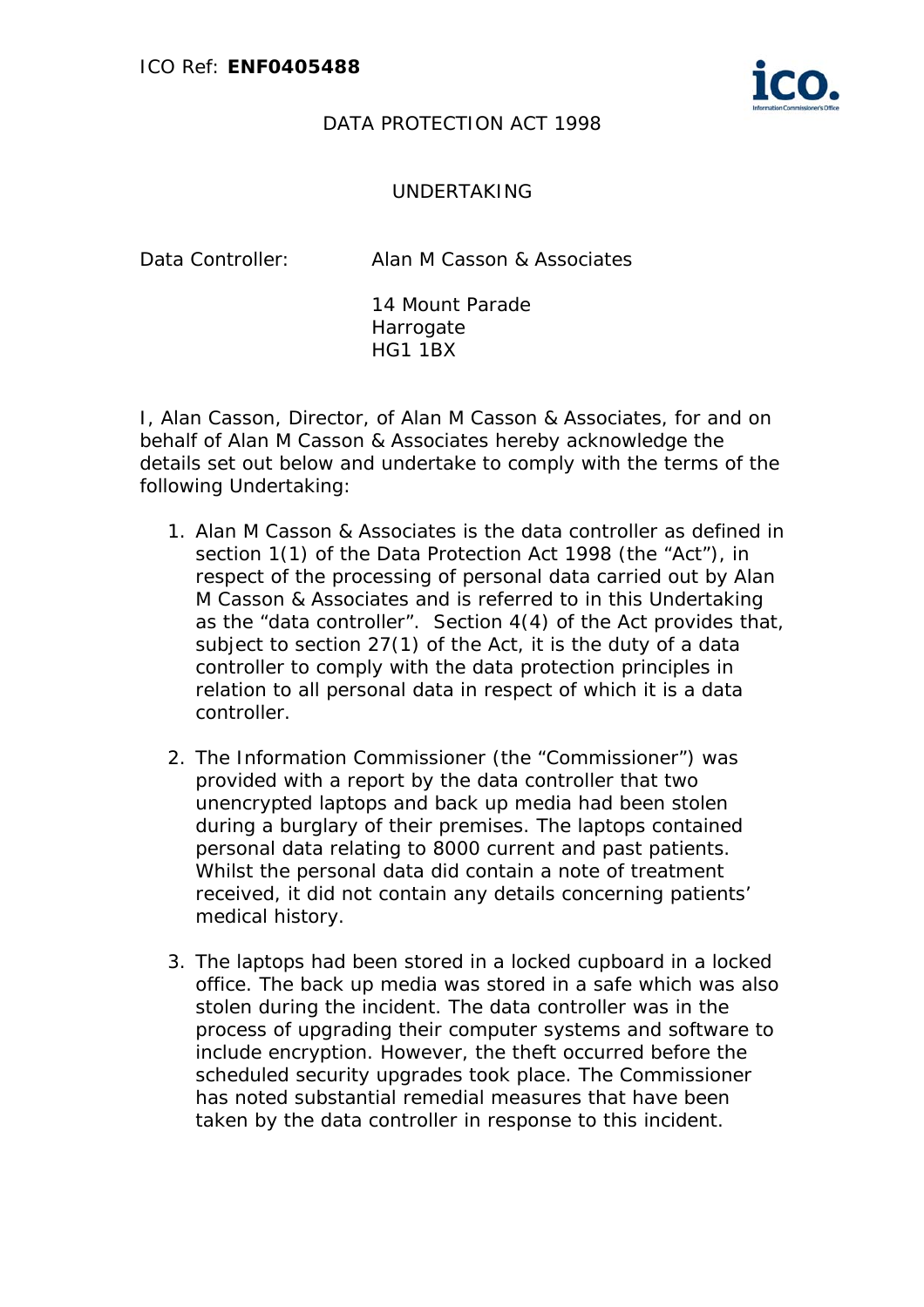ICO Ref: **ENF0405488**

DATA PROTECTION ACT 1998

UNDERTAKING

Data Controller: Alan M Casson & Associates

14 Mount Parade
Harrogate
HG1 1BX

I, Alan Casson, Director, of Alan M Casson & Associates, for and on behalf of Alan M Casson & Associates hereby acknowledge the details set out below and undertake to comply with the terms of the following Undertaking:

1. Alan M Casson & Associates is the data controller as defined in section 1(1) of the Data Protection Act 1998 (the "Act"), in respect of the processing of personal data carried out by Alan M Casson & Associates and is referred to in this Undertaking as the "data controller". Section 4(4) of the Act provides that, subject to section 27(1) of the Act, it is the duty of a data controller to comply with the data protection principles in relation to all personal data in respect of which it is a data controller.

2. The Information Commissioner (the "Commissioner") was provided with a report by the data controller that two unencrypted laptops and back up media had been stolen during a burglary of their premises. The laptops contained personal data relating to 8000 current and past patients. Whilst the personal data did contain a note of treatment received, it did not contain any details concerning patients' medical history.

3. The laptops had been stored in a locked cupboard in a locked office. The back up media was stored in a safe which was also stolen during the incident. The data controller was in the process of upgrading their computer systems and software to include encryption. However, the theft occurred before the scheduled security upgrades took place. The Commissioner has noted substantial remedial measures that have been taken by the data controller in response to this incident.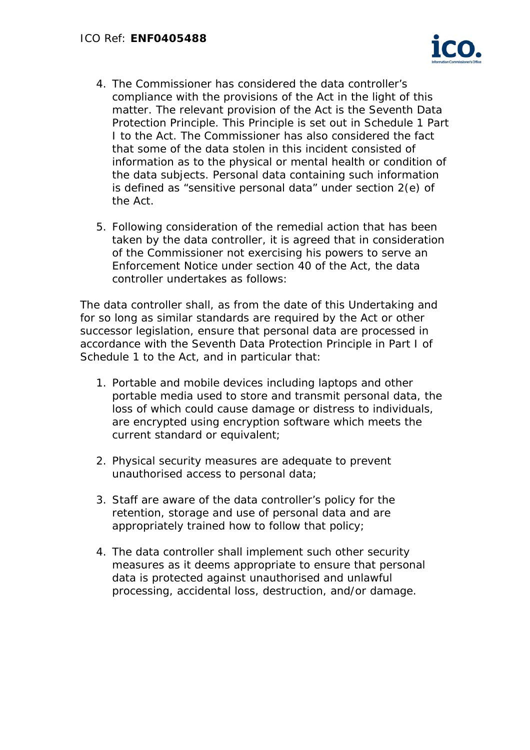4. The Commissioner has considered the data controller's compliance with the provisions of the Act in the light of this matter. The relevant provision of the Act is the Seventh Data Protection Principle. This Principle is set out in Schedule 1 Part I to the Act. The Commissioner has also considered the fact that some of the data stolen in this incident consisted of information as to the physical or mental health or condition of the data subjects. Personal data containing such information is defined as "sensitive personal data" under section 2(e) of the Act.

5. Following consideration of the remedial action that has been taken by the data controller, it is agreed that in consideration of the Commissioner not exercising his powers to serve an Enforcement Notice under section 40 of the Act, the data controller undertakes as follows:

The data controller shall, as from the date of this Undertaking and for so long as similar standards are required by the Act or other successor legislation, ensure that personal data are processed in accordance with the Seventh Data Protection Principle in Part I of Schedule 1 to the Act, and in particular that:

1. Portable and mobile devices including laptops and other portable media used to store and transmit personal data, the loss of which could cause damage or distress to individuals, are encrypted using encryption software which meets the current standard or equivalent;

2. Physical security measures are adequate to prevent unauthorised access to personal data;

3. Staff are aware of the data controller's policy for the retention, storage and use of personal data and are appropriately trained how to follow that policy;

4. The data controller shall implement such other security measures as it deems appropriate to ensure that personal data is protected against unauthorised and unlawful processing, accidental loss, destruction, and/or damage.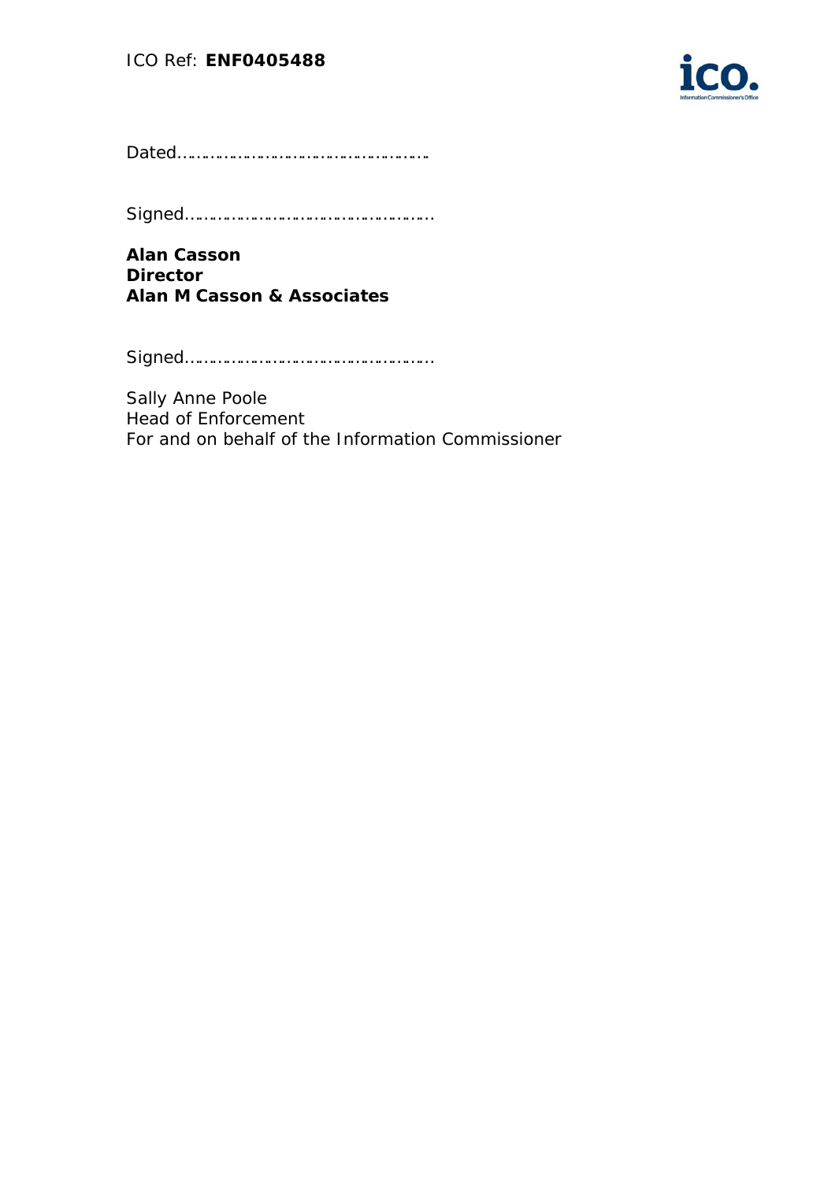ICO Ref: **ENF0405488**

Dated……………………………………………….

Signed……………………………………………..

**Alan Casson**
**Director**
**Alan M Casson & Associates**

Signed……………………………………………..

Sally Anne Poole
Head of Enforcement
For and on behalf of the Information Commissioner